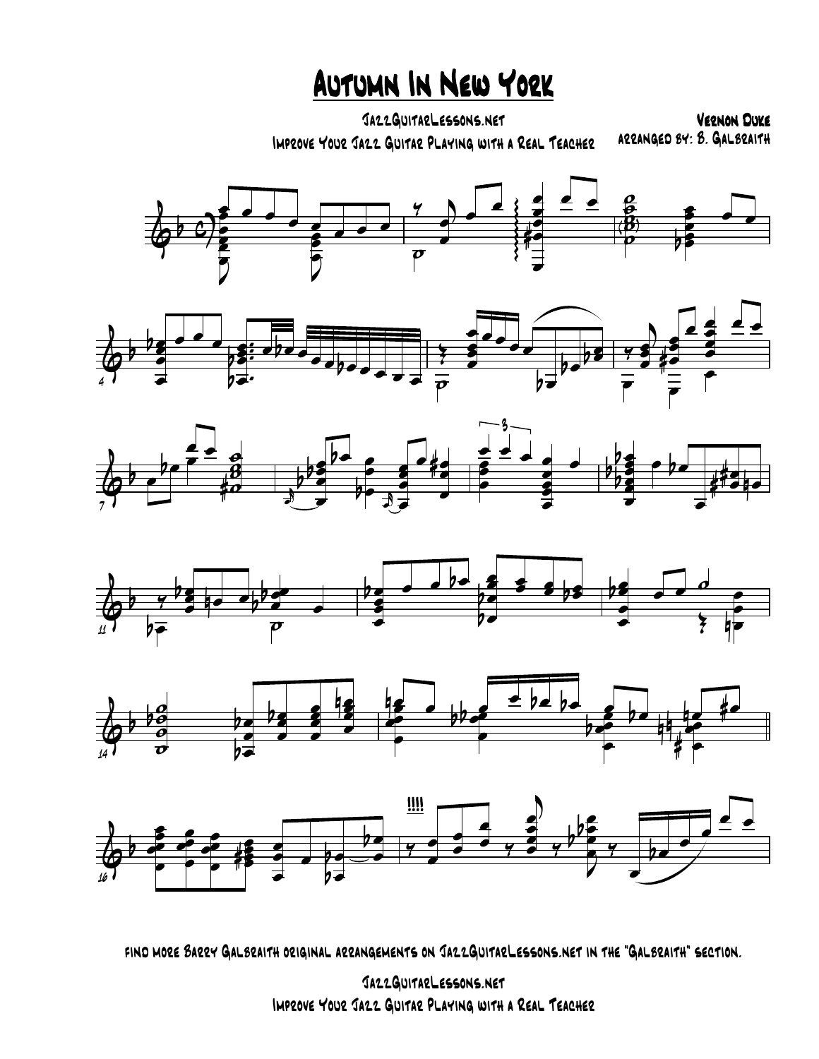# Autumn In New York

JazzGuitarLessons.net
Improve Your Jazz Guitar Playing with a Real Teacher

Vernon Duke
Arranged by: B. Galbraith

find more Barry Galbraith original arrangements on JazzGuitarLessons.net in the "Galbraith" section.

JazzGuitarLessons.net
Improve Your Jazz Guitar Playing with a Real Teacher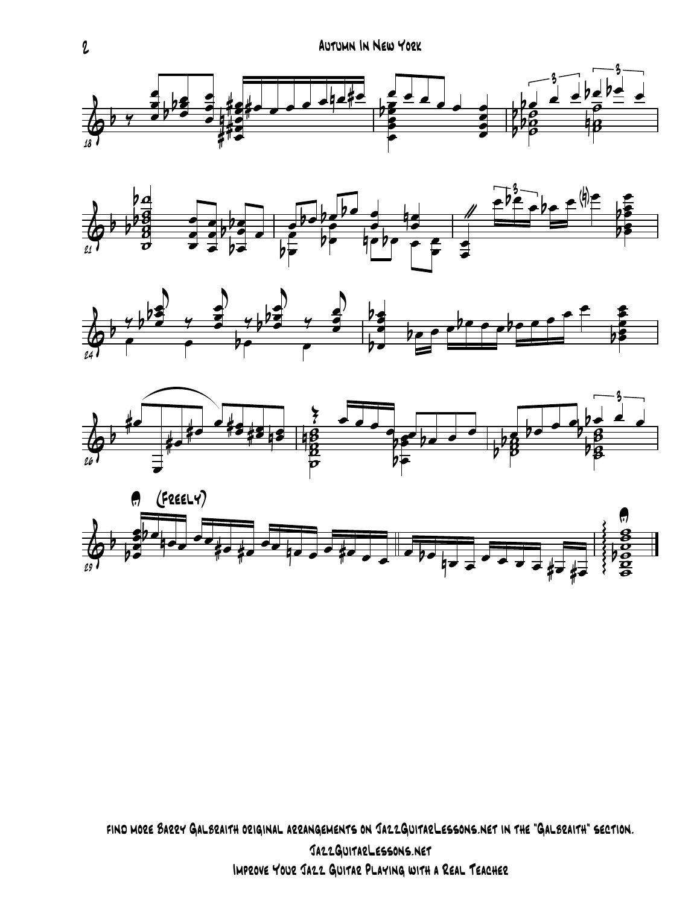(Freely)

find more Barry Galbraith original arrangements on JazzGuitarLessons.net in the "Galbraith" section.

JazzGuitarLessons.net

Improve Your Jazz Guitar Playing with a Real Teacher